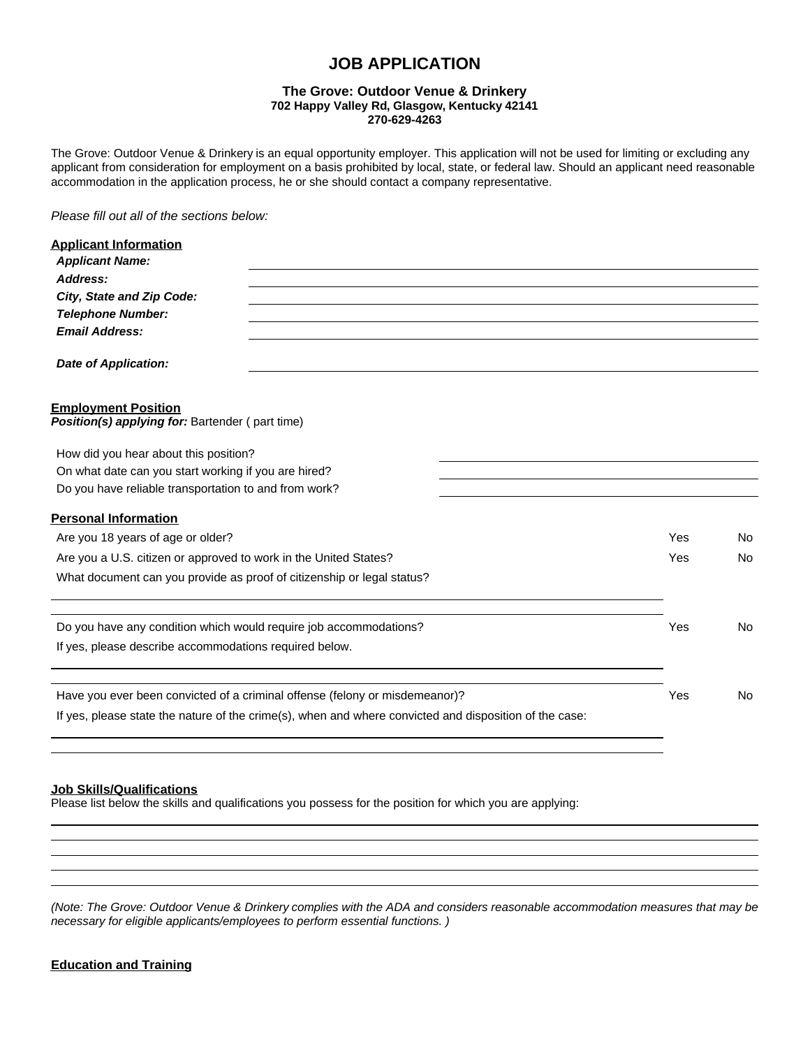# JOB APPLICATION

**The Grove: Outdoor Venue & Drinkery**
**702 Happy Valley Rd, Glasgow, Kentucky 42141**
**270-629-4263**

The Grove: Outdoor Venue & Drinkery is an equal opportunity employer. This application will not be used for limiting or excluding any applicant from consideration for employment on a basis prohibited by local, state, or federal law. Should an applicant need reasonable accommodation in the application process, he or she should contact a company representative.

*Please fill out all of the sections below:*

## Applicant Information

***Applicant Name:*** \_\_\_\_\_\_\_\_\_\_\_\_\_\_\_\_\_\_\_\_\_\_\_\_\_\_\_\_\_\_\_\_

***Address:*** \_\_\_\_\_\_\_\_\_\_\_\_\_\_\_\_\_\_\_\_\_\_\_\_\_\_\_\_\_\_\_\_

***City, State and Zip Code:*** \_\_\_\_\_\_\_\_\_\_\_\_\_\_\_\_\_\_\_\_\_\_\_\_\_\_\_\_\_\_\_\_

***Telephone Number:*** \_\_\_\_\_\_\_\_\_\_\_\_\_\_\_\_\_\_\_\_\_\_\_\_\_\_\_\_\_\_\_\_

***Email Address:*** \_\_\_\_\_\_\_\_\_\_\_\_\_\_\_\_\_\_\_\_\_\_\_\_\_\_\_\_\_\_\_\_

***Date of Application:*** \_\_\_\_\_\_\_\_\_\_\_\_\_\_\_\_\_\_\_\_\_\_\_\_\_\_\_\_\_\_\_\_

## Employment Position

***Position(s) applying for:*** Bartender ( part time)

How did you hear about this position? \_\_\_\_\_\_\_\_\_\_\_\_\_\_\_\_\_\_\_\_\_\_\_\_

On what date can you start working if you are hired? \_\_\_\_\_\_\_\_\_\_\_\_\_\_\_\_\_\_\_\_\_\_\_\_

Do you have reliable transportation to and from work? \_\_\_\_\_\_\_\_\_\_\_\_\_\_\_\_\_\_\_\_\_\_\_\_

## Personal Information

Are you 18 years of age or older? Yes No

Are you a U.S. citizen or approved to work in the United States? Yes No

What document can you provide as proof of citizenship or legal status?

\_\_\_\_\_\_\_\_\_\_\_\_\_\_\_\_\_\_\_\_\_\_\_\_\_\_\_\_\_\_\_\_\_\_\_\_\_\_\_\_\_\_\_\_

\_\_\_\_\_\_\_\_\_\_\_\_\_\_\_\_\_\_\_\_\_\_\_\_\_\_\_\_\_\_\_\_\_\_\_\_\_\_\_\_\_\_\_\_

Do you have any condition which would require job accommodations? Yes No

If yes, please describe accommodations required below.

\_\_\_\_\_\_\_\_\_\_\_\_\_\_\_\_\_\_\_\_\_\_\_\_\_\_\_\_\_\_\_\_\_\_\_\_\_\_\_\_\_\_\_\_

\_\_\_\_\_\_\_\_\_\_\_\_\_\_\_\_\_\_\_\_\_\_\_\_\_\_\_\_\_\_\_\_\_\_\_\_\_\_\_\_\_\_\_\_

Have you ever been convicted of a criminal offense (felony or misdemeanor)? Yes No

If yes, please state the nature of the crime(s), when and where convicted and disposition of the case:

\_\_\_\_\_\_\_\_\_\_\_\_\_\_\_\_\_\_\_\_\_\_\_\_\_\_\_\_\_\_\_\_\_\_\_\_\_\_\_\_\_\_\_\_

\_\_\_\_\_\_\_\_\_\_\_\_\_\_\_\_\_\_\_\_\_\_\_\_\_\_\_\_\_\_\_\_\_\_\_\_\_\_\_\_\_\_\_\_

## Job Skills/Qualifications

Please list below the skills and qualifications you possess for the position for which you are applying:

\_\_\_\_\_\_\_\_\_\_\_\_\_\_\_\_\_\_\_\_\_\_\_\_\_\_\_\_\_\_\_\_\_\_\_\_\_\_\_\_\_\_\_\_

\_\_\_\_\_\_\_\_\_\_\_\_\_\_\_\_\_\_\_\_\_\_\_\_\_\_\_\_\_\_\_\_\_\_\_\_\_\_\_\_\_\_\_\_

\_\_\_\_\_\_\_\_\_\_\_\_\_\_\_\_\_\_\_\_\_\_\_\_\_\_\_\_\_\_\_\_\_\_\_\_\_\_\_\_\_\_\_\_

\_\_\_\_\_\_\_\_\_\_\_\_\_\_\_\_\_\_\_\_\_\_\_\_\_\_\_\_\_\_\_\_\_\_\_\_\_\_\_\_\_\_\_\_

\_\_\_\_\_\_\_\_\_\_\_\_\_\_\_\_\_\_\_\_\_\_\_\_\_\_\_\_\_\_\_\_\_\_\_\_\_\_\_\_\_\_\_\_

*(Note: The Grove: Outdoor Venue & Drinkery complies with the ADA and considers reasonable accommodation measures that may be necessary for eligible applicants/employees to perform essential functions. )*

## Education and Training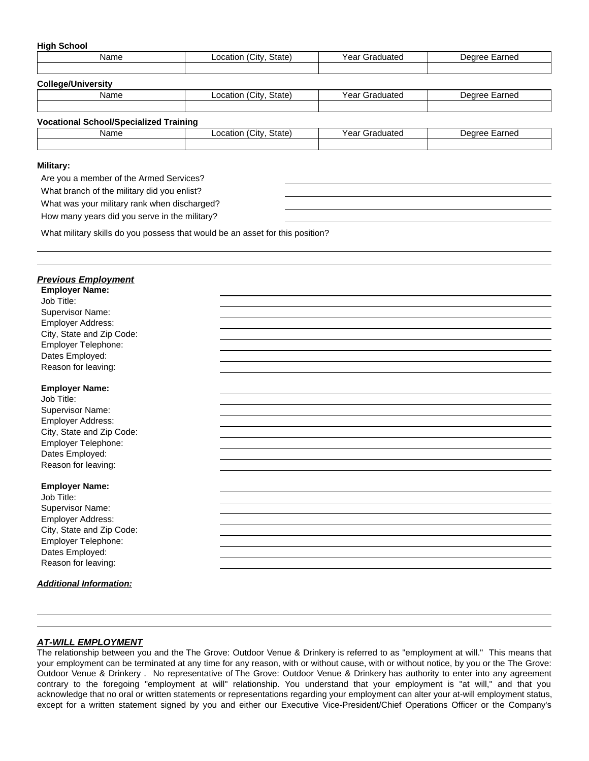**High School**

| Name | Location (City, State) | Year Graduated | Degree Earned |
| --- | --- | --- | --- |
| | | | |

**College/University**

| Name | Location (City, State) | Year Graduated | Degree Earned |
| --- | --- | --- | --- |
| | | | |

**Vocational School/Specialized Training**

| Name | Location (City, State) | Year Graduated | Degree Earned |
| --- | --- | --- | --- |
| | | | |

**Military:**

Are you a member of the Armed Services? ______________________

What branch of the military did you enlist? ______________________

What was your military rank when discharged? ______________________

How many years did you serve in the military? ______________________

What military skills do you possess that would be an asset for this position?

______________________________________________________________

______________________________________________________________

***Previous Employment***

**Employer Name:** ______________________

Job Title: ______________________

Supervisor Name: ______________________

Employer Address: ______________________

City, State and Zip Code: ______________________

Employer Telephone: ______________________

Dates Employed: ______________________

Reason for leaving: ______________________

**Employer Name:** ______________________

Job Title: ______________________

Supervisor Name: ______________________

Employer Address: ______________________

City, State and Zip Code: ______________________

Employer Telephone: ______________________

Dates Employed: ______________________

Reason for leaving: ______________________

**Employer Name:** ______________________

Job Title: ______________________

Supervisor Name: ______________________

Employer Address: ______________________

City, State and Zip Code: ______________________

Employer Telephone: ______________________

Dates Employed: ______________________

Reason for leaving: ______________________

***Additional Information:***

______________________________________________________________

______________________________________________________________

***AT-WILL EMPLOYMENT***

The relationship between you and the The Grove: Outdoor Venue & Drinkery is referred to as "employment at will." This means that your employment can be terminated at any time for any reason, with or without cause, with or without notice, by you or the The Grove: Outdoor Venue & Drinkery . No representative of The Grove: Outdoor Venue & Drinkery has authority to enter into any agreement contrary to the foregoing "employment at will" relationship. You understand that your employment is "at will," and that you acknowledge that no oral or written statements or representations regarding your employment can alter your at-will employment status, except for a written statement signed by you and either our Executive Vice-President/Chief Operations Officer or the Company's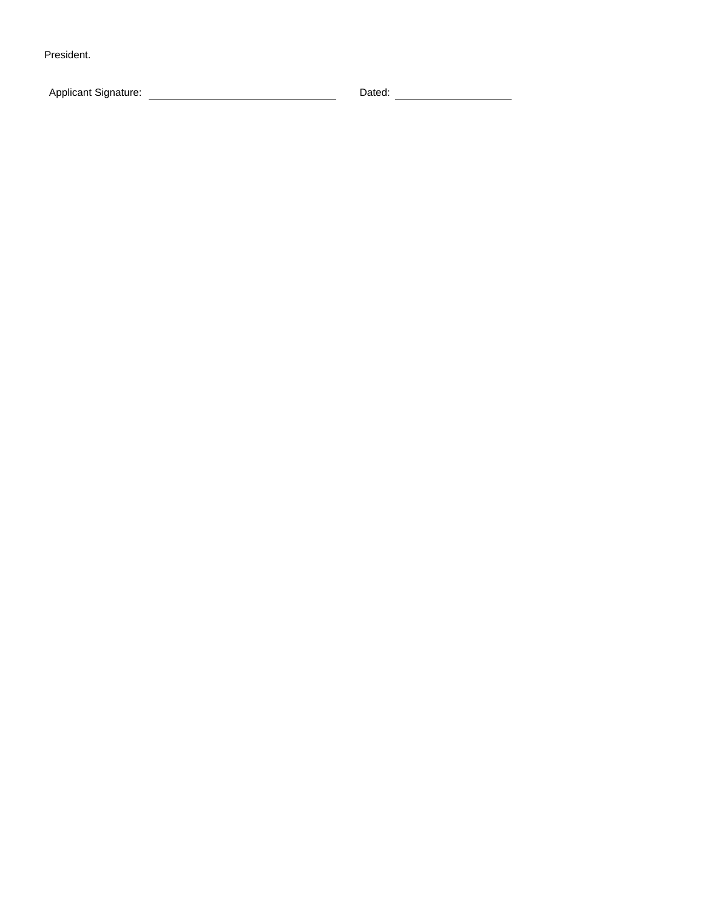President.

Applicant Signature: \_\_\_\_\_\_\_\_\_\_\_\_\_\_\_\_\_\_\_\_\_\_\_\_\_\_\_\_\_\_ Dated: \_\_\_\_\_\_\_\_\_\_\_\_\_\_\_\_\_\_\_\_